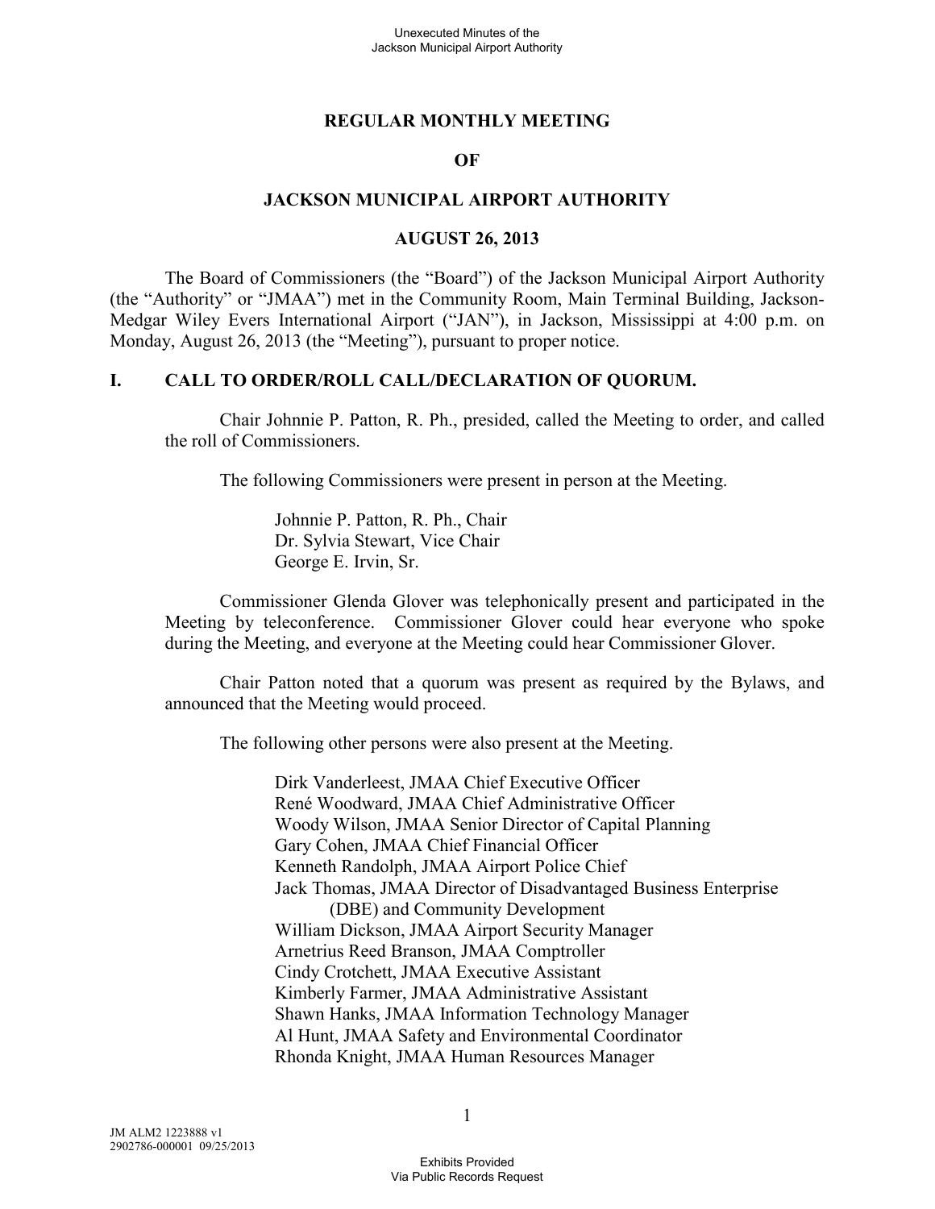# REGULAR MONTHLY MEETING

# OF

# JACKSON MUNICIPAL AIRPORT AUTHORITY

# AUGUST 26, 2013

The Board of Commissioners (the "Board") of the Jackson Municipal Airport Authority (the "Authority" or "JMAA") met in the Community Room, Main Terminal Building, Jackson-Medgar Wiley Evers International Airport ("JAN"), in Jackson, Mississippi at 4:00 p.m. on Monday, August 26, 2013 (the "Meeting"), pursuant to proper notice.

## I. CALL TO ORDER/ROLL CALL/DECLARATION OF QUORUM.

Chair Johnnie P. Patton, R. Ph., presided, called the Meeting to order, and called the roll of Commissioners.

The following Commissioners were present in person at the Meeting.

Johnnie P. Patton, R. Ph., Chair
Dr. Sylvia Stewart, Vice Chair
George E. Irvin, Sr.

Commissioner Glenda Glover was telephonically present and participated in the Meeting by teleconference. Commissioner Glover could hear everyone who spoke during the Meeting, and everyone at the Meeting could hear Commissioner Glover.

Chair Patton noted that a quorum was present as required by the Bylaws, and announced that the Meeting would proceed.

The following other persons were also present at the Meeting.

Dirk Vanderleest, JMAA Chief Executive Officer
René Woodward, JMAA Chief Administrative Officer
Woody Wilson, JMAA Senior Director of Capital Planning
Gary Cohen, JMAA Chief Financial Officer
Kenneth Randolph, JMAA Airport Police Chief
Jack Thomas, JMAA Director of Disadvantaged Business Enterprise (DBE) and Community Development
William Dickson, JMAA Airport Security Manager
Arnetrius Reed Branson, JMAA Comptroller
Cindy Crotchett, JMAA Executive Assistant
Kimberly Farmer, JMAA Administrative Assistant
Shawn Hanks, JMAA Information Technology Manager
Al Hunt, JMAA Safety and Environmental Coordinator
Rhonda Knight, JMAA Human Resources Manager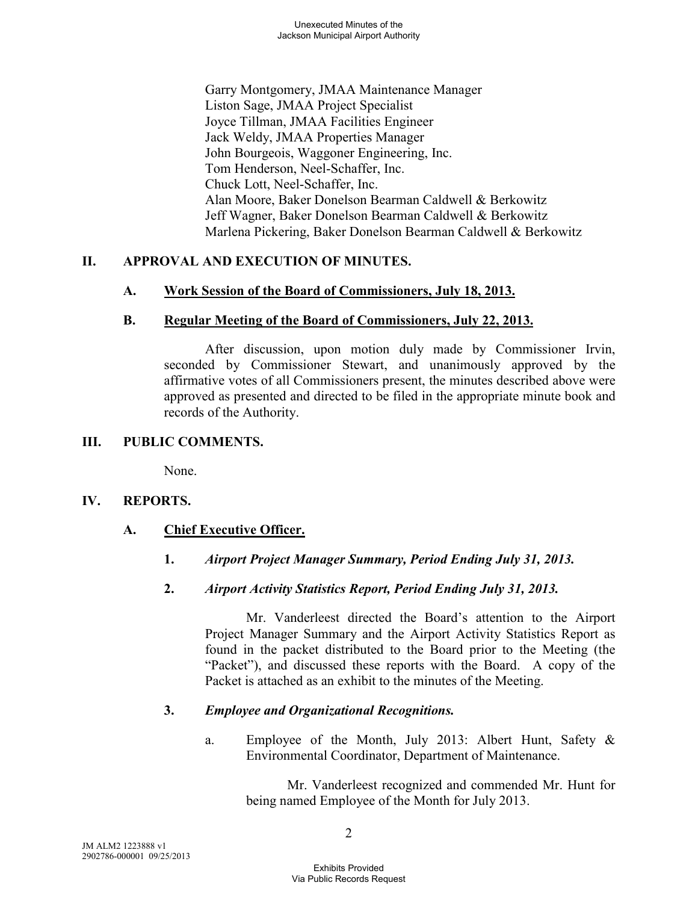Garry Montgomery, JMAA Maintenance Manager
Liston Sage, JMAA Project Specialist
Joyce Tillman, JMAA Facilities Engineer
Jack Weldy, JMAA Properties Manager
John Bourgeois, Waggoner Engineering, Inc.
Tom Henderson, Neel-Schaffer, Inc.
Chuck Lott, Neel-Schaffer, Inc.
Alan Moore, Baker Donelson Bearman Caldwell & Berkowitz
Jeff Wagner, Baker Donelson Bearman Caldwell & Berkowitz
Marlena Pickering, Baker Donelson Bearman Caldwell & Berkowitz

## II. APPROVAL AND EXECUTION OF MINUTES.

### A. Work Session of the Board of Commissioners, July 18, 2013.

### B. Regular Meeting of the Board of Commissioners, July 22, 2013.

After discussion, upon motion duly made by Commissioner Irvin, seconded by Commissioner Stewart, and unanimously approved by the affirmative votes of all Commissioners present, the minutes described above were approved as presented and directed to be filed in the appropriate minute book and records of the Authority.

## III. PUBLIC COMMENTS.

None.

## IV. REPORTS.

### A. Chief Executive Officer.

**1.** ***Airport Project Manager Summary, Period Ending July 31, 2013.***

**2.** ***Airport Activity Statistics Report, Period Ending July 31, 2013.***

Mr. Vanderleest directed the Board's attention to the Airport Project Manager Summary and the Airport Activity Statistics Report as found in the packet distributed to the Board prior to the Meeting (the "Packet"), and discussed these reports with the Board. A copy of the Packet is attached as an exhibit to the minutes of the Meeting.

**3.** ***Employee and Organizational Recognitions.***

a. Employee of the Month, July 2013: Albert Hunt, Safety & Environmental Coordinator, Department of Maintenance.

Mr. Vanderleest recognized and commended Mr. Hunt for being named Employee of the Month for July 2013.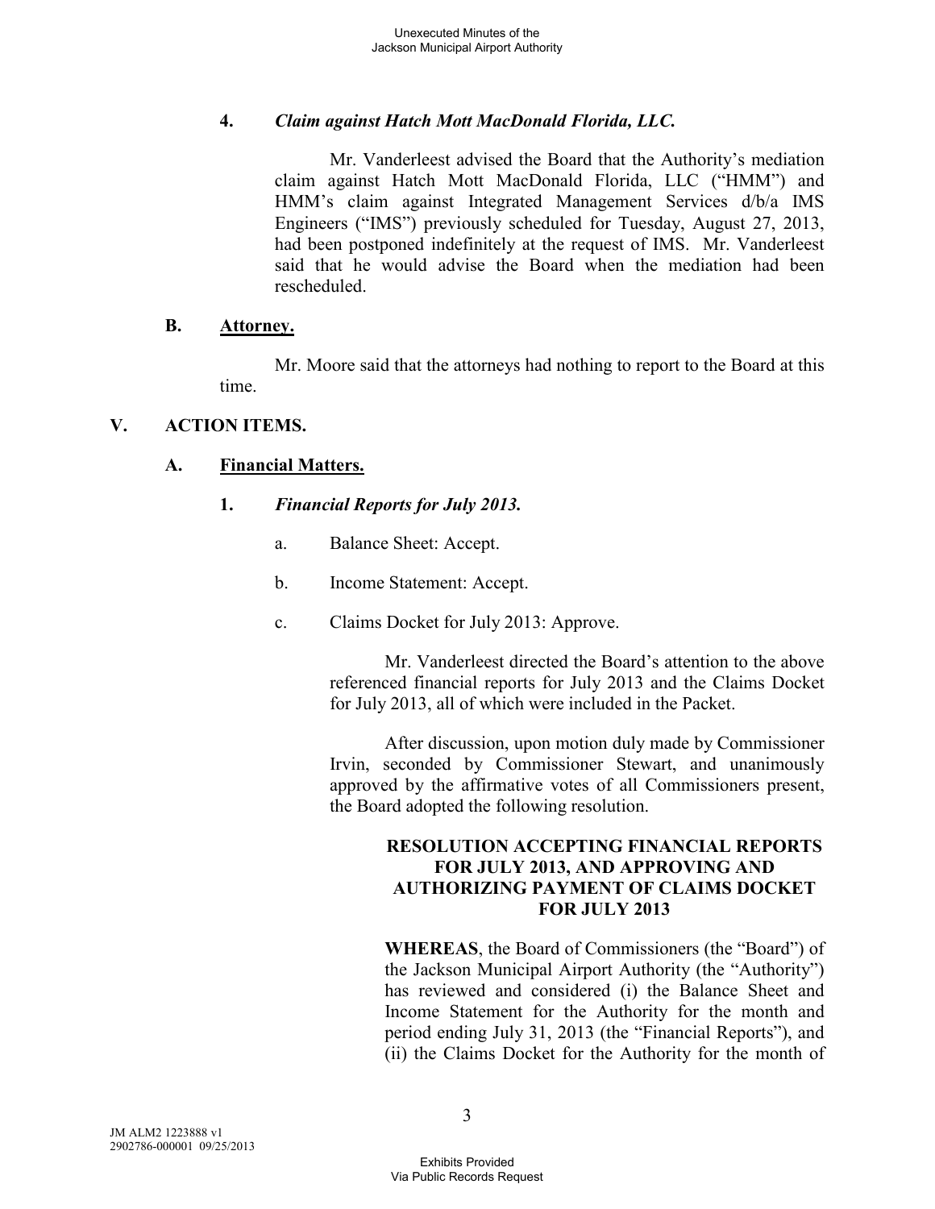**4.** ***Claim against Hatch Mott MacDonald Florida, LLC.***

Mr. Vanderleest advised the Board that the Authority's mediation claim against Hatch Mott MacDonald Florida, LLC ("HMM") and HMM's claim against Integrated Management Services d/b/a IMS Engineers ("IMS") previously scheduled for Tuesday, August 27, 2013, had been postponed indefinitely at the request of IMS. Mr. Vanderleest said that he would advise the Board when the mediation had been rescheduled.

## B. Attorney.

Mr. Moore said that the attorneys had nothing to report to the Board at this time.

# V. ACTION ITEMS.

## A. Financial Matters.

### 1. *Financial Reports for July 2013.*

a. Balance Sheet: Accept.

b. Income Statement: Accept.

c. Claims Docket for July 2013: Approve.

Mr. Vanderleest directed the Board's attention to the above referenced financial reports for July 2013 and the Claims Docket for July 2013, all of which were included in the Packet.

After discussion, upon motion duly made by Commissioner Irvin, seconded by Commissioner Stewart, and unanimously approved by the affirmative votes of all Commissioners present, the Board adopted the following resolution.

**RESOLUTION ACCEPTING FINANCIAL REPORTS FOR JULY 2013, AND APPROVING AND AUTHORIZING PAYMENT OF CLAIMS DOCKET FOR JULY 2013**

**WHEREAS**, the Board of Commissioners (the "Board") of the Jackson Municipal Airport Authority (the "Authority") has reviewed and considered (i) the Balance Sheet and Income Statement for the Authority for the month and period ending July 31, 2013 (the "Financial Reports"), and (ii) the Claims Docket for the Authority for the month of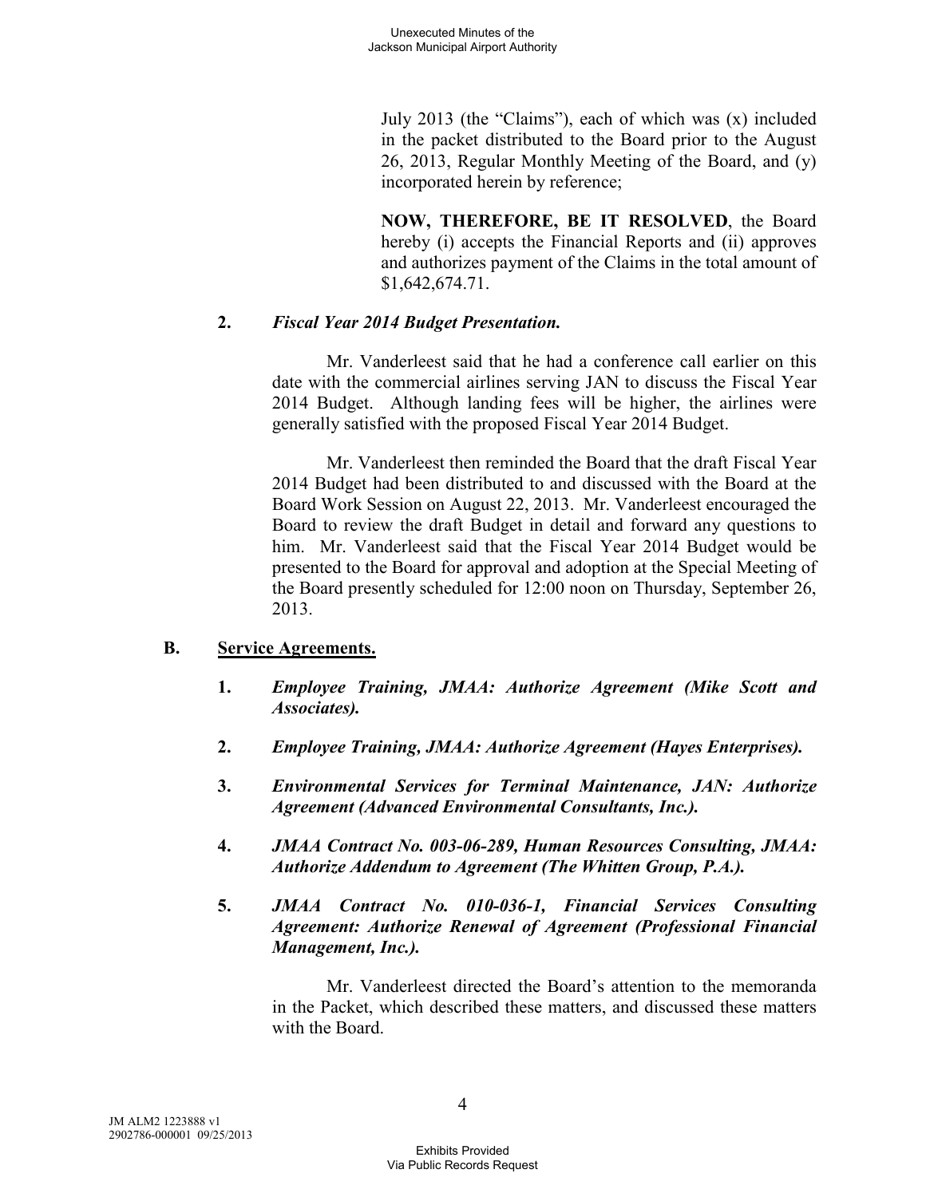July 2013 (the "Claims"), each of which was (x) included in the packet distributed to the Board prior to the August 26, 2013, Regular Monthly Meeting of the Board, and (y) incorporated herein by reference;

**NOW, THEREFORE, BE IT RESOLVED**, the Board hereby (i) accepts the Financial Reports and (ii) approves and authorizes payment of the Claims in the total amount of $1,642,674.71.

**2.** ***Fiscal Year 2014 Budget Presentation.***

Mr. Vanderleest said that he had a conference call earlier on this date with the commercial airlines serving JAN to discuss the Fiscal Year 2014 Budget. Although landing fees will be higher, the airlines were generally satisfied with the proposed Fiscal Year 2014 Budget.

Mr. Vanderleest then reminded the Board that the draft Fiscal Year 2014 Budget had been distributed to and discussed with the Board at the Board Work Session on August 22, 2013. Mr. Vanderleest encouraged the Board to review the draft Budget in detail and forward any questions to him. Mr. Vanderleest said that the Fiscal Year 2014 Budget would be presented to the Board for approval and adoption at the Special Meeting of the Board presently scheduled for 12:00 noon on Thursday, September 26, 2013.

**B.** **<u>Service Agreements.</u>**

**1.** ***Employee Training, JMAA: Authorize Agreement (Mike Scott and Associates).***

**2.** ***Employee Training, JMAA: Authorize Agreement (Hayes Enterprises).***

**3.** ***Environmental Services for Terminal Maintenance, JAN: Authorize Agreement (Advanced Environmental Consultants, Inc.).***

**4.** ***JMAA Contract No. 003-06-289, Human Resources Consulting, JMAA: Authorize Addendum to Agreement (The Whitten Group, P.A.).***

**5.** ***JMAA Contract No. 010-036-1, Financial Services Consulting Agreement: Authorize Renewal of Agreement (Professional Financial Management, Inc.).***

Mr. Vanderleest directed the Board's attention to the memoranda in the Packet, which described these matters, and discussed these matters with the Board.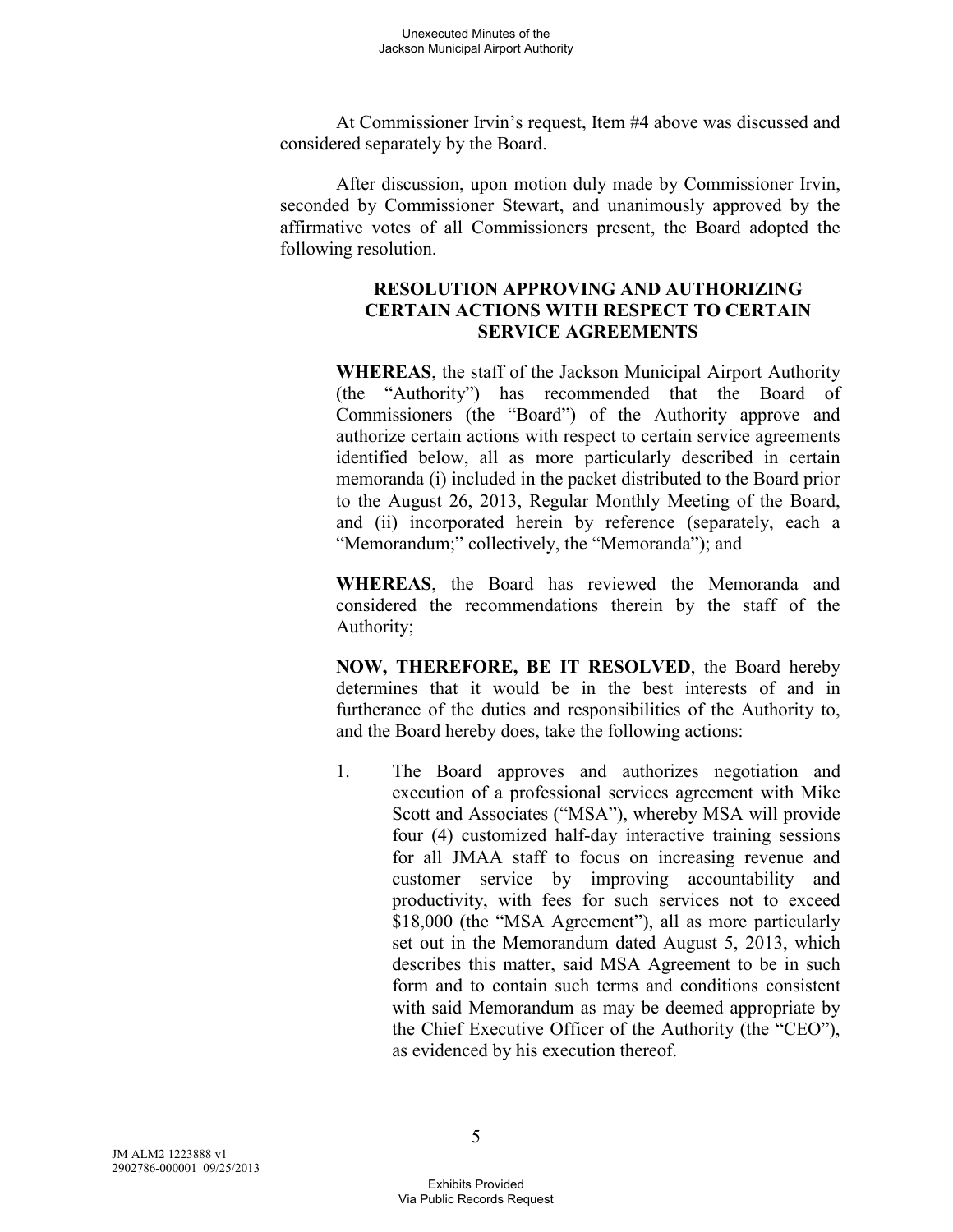At Commissioner Irvin's request, Item #4 above was discussed and considered separately by the Board.

After discussion, upon motion duly made by Commissioner Irvin, seconded by Commissioner Stewart, and unanimously approved by the affirmative votes of all Commissioners present, the Board adopted the following resolution.

**RESOLUTION APPROVING AND AUTHORIZING CERTAIN ACTIONS WITH RESPECT TO CERTAIN SERVICE AGREEMENTS**

**WHEREAS**, the staff of the Jackson Municipal Airport Authority (the "Authority") has recommended that the Board of Commissioners (the "Board") of the Authority approve and authorize certain actions with respect to certain service agreements identified below, all as more particularly described in certain memoranda (i) included in the packet distributed to the Board prior to the August 26, 2013, Regular Monthly Meeting of the Board, and (ii) incorporated herein by reference (separately, each a "Memorandum;" collectively, the "Memoranda"); and

**WHEREAS**, the Board has reviewed the Memoranda and considered the recommendations therein by the staff of the Authority;

**NOW, THEREFORE, BE IT RESOLVED**, the Board hereby determines that it would be in the best interests of and in furtherance of the duties and responsibilities of the Authority to, and the Board hereby does, take the following actions:

1. The Board approves and authorizes negotiation and execution of a professional services agreement with Mike Scott and Associates ("MSA"), whereby MSA will provide four (4) customized half-day interactive training sessions for all JMAA staff to focus on increasing revenue and customer service by improving accountability and productivity, with fees for such services not to exceed $18,000 (the "MSA Agreement"), all as more particularly set out in the Memorandum dated August 5, 2013, which describes this matter, said MSA Agreement to be in such form and to contain such terms and conditions consistent with said Memorandum as may be deemed appropriate by the Chief Executive Officer of the Authority (the "CEO"), as evidenced by his execution thereof.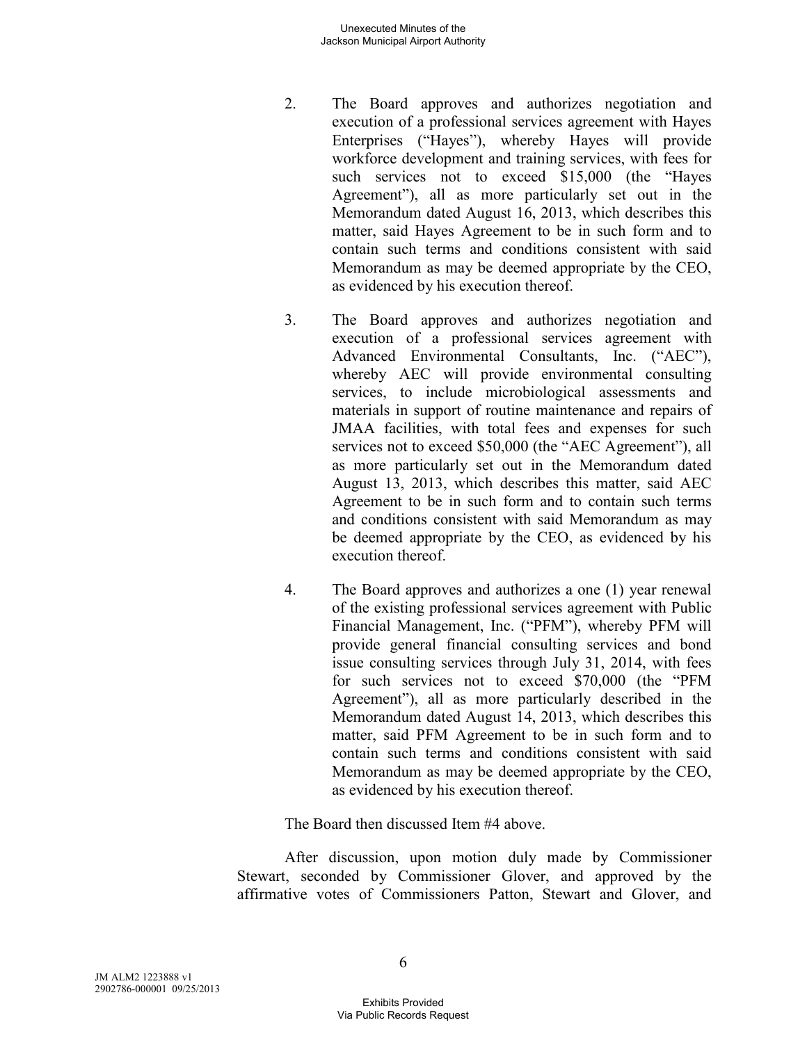2. The Board approves and authorizes negotiation and execution of a professional services agreement with Hayes Enterprises ("Hayes"), whereby Hayes will provide workforce development and training services, with fees for such services not to exceed $15,000 (the "Hayes Agreement"), all as more particularly set out in the Memorandum dated August 16, 2013, which describes this matter, said Hayes Agreement to be in such form and to contain such terms and conditions consistent with said Memorandum as may be deemed appropriate by the CEO, as evidenced by his execution thereof.

3. The Board approves and authorizes negotiation and execution of a professional services agreement with Advanced Environmental Consultants, Inc. ("AEC"), whereby AEC will provide environmental consulting services, to include microbiological assessments and materials in support of routine maintenance and repairs of JMAA facilities, with total fees and expenses for such services not to exceed $50,000 (the "AEC Agreement"), all as more particularly set out in the Memorandum dated August 13, 2013, which describes this matter, said AEC Agreement to be in such form and to contain such terms and conditions consistent with said Memorandum as may be deemed appropriate by the CEO, as evidenced by his execution thereof.

4. The Board approves and authorizes a one (1) year renewal of the existing professional services agreement with Public Financial Management, Inc. ("PFM"), whereby PFM will provide general financial consulting services and bond issue consulting services through July 31, 2014, with fees for such services not to exceed $70,000 (the "PFM Agreement"), all as more particularly described in the Memorandum dated August 14, 2013, which describes this matter, said PFM Agreement to be in such form and to contain such terms and conditions consistent with said Memorandum as may be deemed appropriate by the CEO, as evidenced by his execution thereof.

The Board then discussed Item #4 above.

After discussion, upon motion duly made by Commissioner Stewart, seconded by Commissioner Glover, and approved by the affirmative votes of Commissioners Patton, Stewart and Glover, and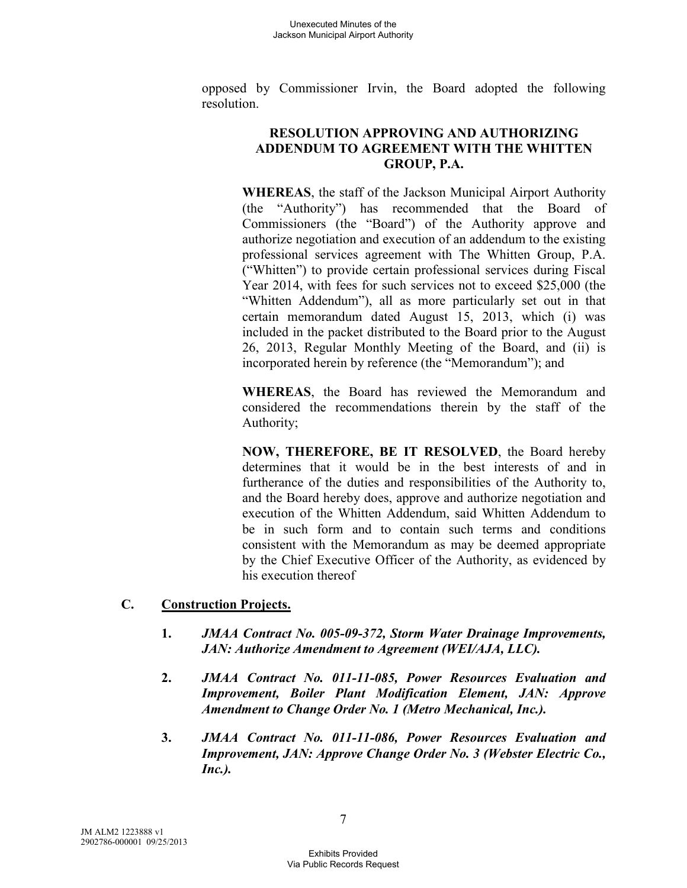opposed by Commissioner Irvin, the Board adopted the following resolution.

**RESOLUTION APPROVING AND AUTHORIZING ADDENDUM TO AGREEMENT WITH THE WHITTEN GROUP, P.A.**

**WHEREAS**, the staff of the Jackson Municipal Airport Authority (the "Authority") has recommended that the Board of Commissioners (the "Board") of the Authority approve and authorize negotiation and execution of an addendum to the existing professional services agreement with The Whitten Group, P.A. ("Whitten") to provide certain professional services during Fiscal Year 2014, with fees for such services not to exceed $25,000 (the "Whitten Addendum"), all as more particularly set out in that certain memorandum dated August 15, 2013, which (i) was included in the packet distributed to the Board prior to the August 26, 2013, Regular Monthly Meeting of the Board, and (ii) is incorporated herein by reference (the "Memorandum"); and

**WHEREAS**, the Board has reviewed the Memorandum and considered the recommendations therein by the staff of the Authority;

**NOW, THEREFORE, BE IT RESOLVED**, the Board hereby determines that it would be in the best interests of and in furtherance of the duties and responsibilities of the Authority to, and the Board hereby does, approve and authorize negotiation and execution of the Whitten Addendum, said Whitten Addendum to be in such form and to contain such terms and conditions consistent with the Memorandum as may be deemed appropriate by the Chief Executive Officer of the Authority, as evidenced by his execution thereof

**C. Construction Projects.**

1. ***JMAA Contract No. 005-09-372, Storm Water Drainage Improvements, JAN: Authorize Amendment to Agreement (WEI/AJA, LLC).***

2. ***JMAA Contract No. 011-11-085, Power Resources Evaluation and Improvement, Boiler Plant Modification Element, JAN: Approve Amendment to Change Order No. 1 (Metro Mechanical, Inc.).***

3. ***JMAA Contract No. 011-11-086, Power Resources Evaluation and Improvement, JAN: Approve Change Order No. 3 (Webster Electric Co., Inc.).***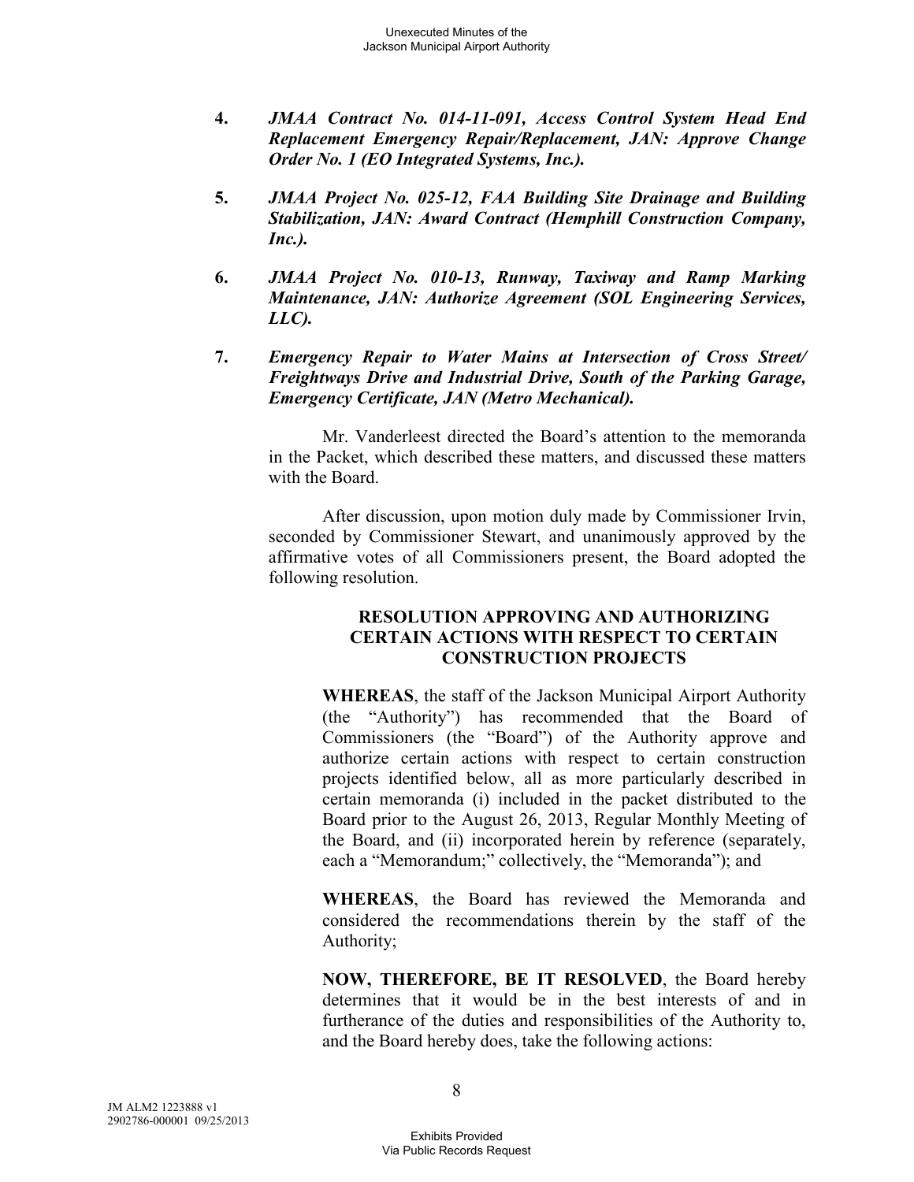4. ***JMAA Contract No. 014-11-091, Access Control System Head End Replacement Emergency Repair/Replacement, JAN: Approve Change Order No. 1 (EO Integrated Systems, Inc.).***

5. ***JMAA Project No. 025-12, FAA Building Site Drainage and Building Stabilization, JAN: Award Contract (Hemphill Construction Company, Inc.).***

6. ***JMAA Project No. 010-13, Runway, Taxiway and Ramp Marking Maintenance, JAN: Authorize Agreement (SOL Engineering Services, LLC).***

7. ***Emergency Repair to Water Mains at Intersection of Cross Street/ Freightways Drive and Industrial Drive, South of the Parking Garage, Emergency Certificate, JAN (Metro Mechanical).***

Mr. Vanderleest directed the Board's attention to the memoranda in the Packet, which described these matters, and discussed these matters with the Board.

After discussion, upon motion duly made by Commissioner Irvin, seconded by Commissioner Stewart, and unanimously approved by the affirmative votes of all Commissioners present, the Board adopted the following resolution.

**RESOLUTION APPROVING AND AUTHORIZING CERTAIN ACTIONS WITH RESPECT TO CERTAIN CONSTRUCTION PROJECTS**

**WHEREAS**, the staff of the Jackson Municipal Airport Authority (the "Authority") has recommended that the Board of Commissioners (the "Board") of the Authority approve and authorize certain actions with respect to certain construction projects identified below, all as more particularly described in certain memoranda (i) included in the packet distributed to the Board prior to the August 26, 2013, Regular Monthly Meeting of the Board, and (ii) incorporated herein by reference (separately, each a "Memorandum;" collectively, the "Memoranda"); and

**WHEREAS**, the Board has reviewed the Memoranda and considered the recommendations therein by the staff of the Authority;

**NOW, THEREFORE, BE IT RESOLVED**, the Board hereby determines that it would be in the best interests of and in furtherance of the duties and responsibilities of the Authority to, and the Board hereby does, take the following actions: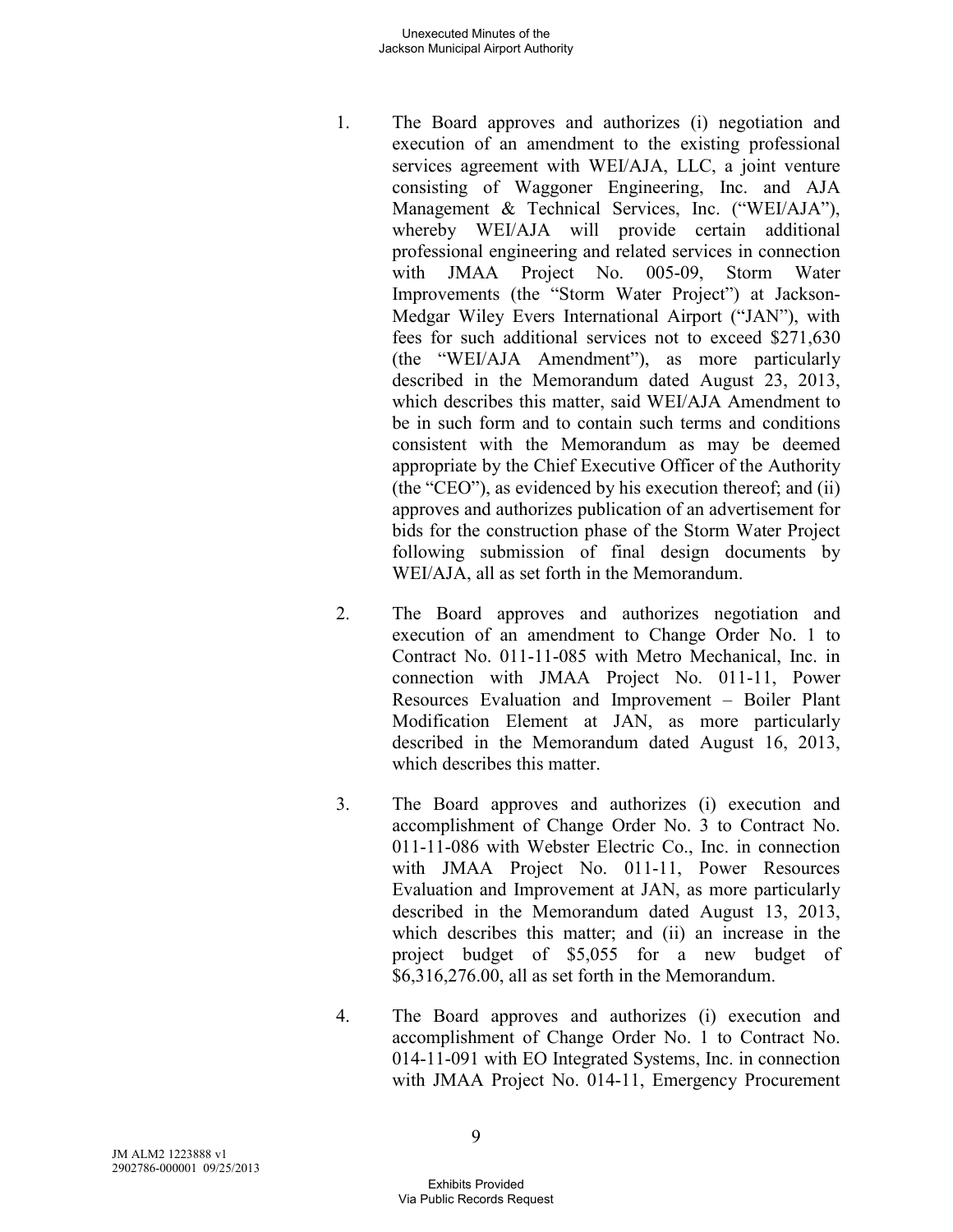1. The Board approves and authorizes (i) negotiation and execution of an amendment to the existing professional services agreement with WEI/AJA, LLC, a joint venture consisting of Waggoner Engineering, Inc. and AJA Management & Technical Services, Inc. ("WEI/AJA"), whereby WEI/AJA will provide certain additional professional engineering and related services in connection with JMAA Project No. 005-09, Storm Water Improvements (the "Storm Water Project") at Jackson-Medgar Wiley Evers International Airport ("JAN"), with fees for such additional services not to exceed $271,630 (the "WEI/AJA Amendment"), as more particularly described in the Memorandum dated August 23, 2013, which describes this matter, said WEI/AJA Amendment to be in such form and to contain such terms and conditions consistent with the Memorandum as may be deemed appropriate by the Chief Executive Officer of the Authority (the "CEO"), as evidenced by his execution thereof; and (ii) approves and authorizes publication of an advertisement for bids for the construction phase of the Storm Water Project following submission of final design documents by WEI/AJA, all as set forth in the Memorandum.

2. The Board approves and authorizes negotiation and execution of an amendment to Change Order No. 1 to Contract No. 011-11-085 with Metro Mechanical, Inc. in connection with JMAA Project No. 011-11, Power Resources Evaluation and Improvement – Boiler Plant Modification Element at JAN, as more particularly described in the Memorandum dated August 16, 2013, which describes this matter.

3. The Board approves and authorizes (i) execution and accomplishment of Change Order No. 3 to Contract No. 011-11-086 with Webster Electric Co., Inc. in connection with JMAA Project No. 011-11, Power Resources Evaluation and Improvement at JAN, as more particularly described in the Memorandum dated August 13, 2013, which describes this matter; and (ii) an increase in the project budget of $5,055 for a new budget of $6,316,276.00, all as set forth in the Memorandum.

4. The Board approves and authorizes (i) execution and accomplishment of Change Order No. 1 to Contract No. 014-11-091 with EO Integrated Systems, Inc. in connection with JMAA Project No. 014-11, Emergency Procurement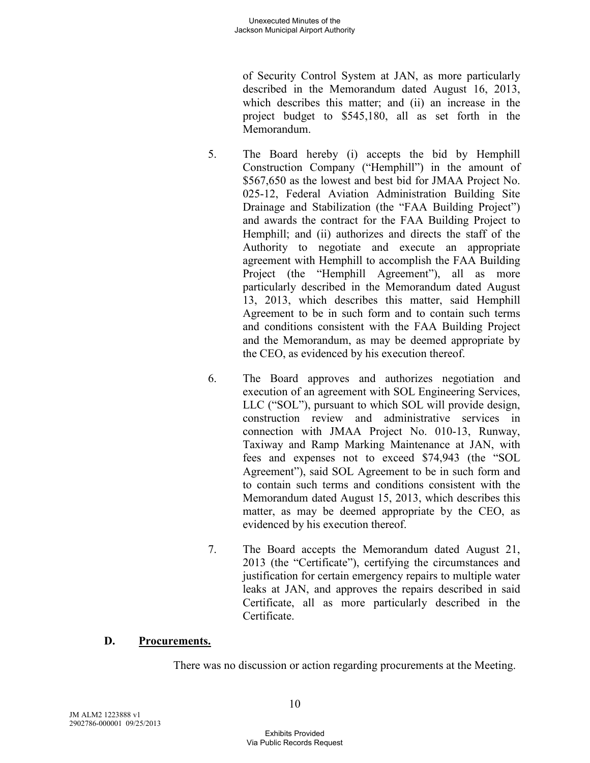of Security Control System at JAN, as more particularly described in the Memorandum dated August 16, 2013, which describes this matter; and (ii) an increase in the project budget to $545,180, all as set forth in the Memorandum.

5. The Board hereby (i) accepts the bid by Hemphill Construction Company ("Hemphill") in the amount of $567,650 as the lowest and best bid for JMAA Project No. 025-12, Federal Aviation Administration Building Site Drainage and Stabilization (the "FAA Building Project") and awards the contract for the FAA Building Project to Hemphill; and (ii) authorizes and directs the staff of the Authority to negotiate and execute an appropriate agreement with Hemphill to accomplish the FAA Building Project (the "Hemphill Agreement"), all as more particularly described in the Memorandum dated August 13, 2013, which describes this matter, said Hemphill Agreement to be in such form and to contain such terms and conditions consistent with the FAA Building Project and the Memorandum, as may be deemed appropriate by the CEO, as evidenced by his execution thereof.

6. The Board approves and authorizes negotiation and execution of an agreement with SOL Engineering Services, LLC ("SOL"), pursuant to which SOL will provide design, construction review and administrative services in connection with JMAA Project No. 010-13, Runway, Taxiway and Ramp Marking Maintenance at JAN, with fees and expenses not to exceed $74,943 (the "SOL Agreement"), said SOL Agreement to be in such form and to contain such terms and conditions consistent with the Memorandum dated August 15, 2013, which describes this matter, as may be deemed appropriate by the CEO, as evidenced by his execution thereof.

7. The Board accepts the Memorandum dated August 21, 2013 (the "Certificate"), certifying the circumstances and justification for certain emergency repairs to multiple water leaks at JAN, and approves the repairs described in said Certificate, all as more particularly described in the Certificate.

### D. Procurements.

There was no discussion or action regarding procurements at the Meeting.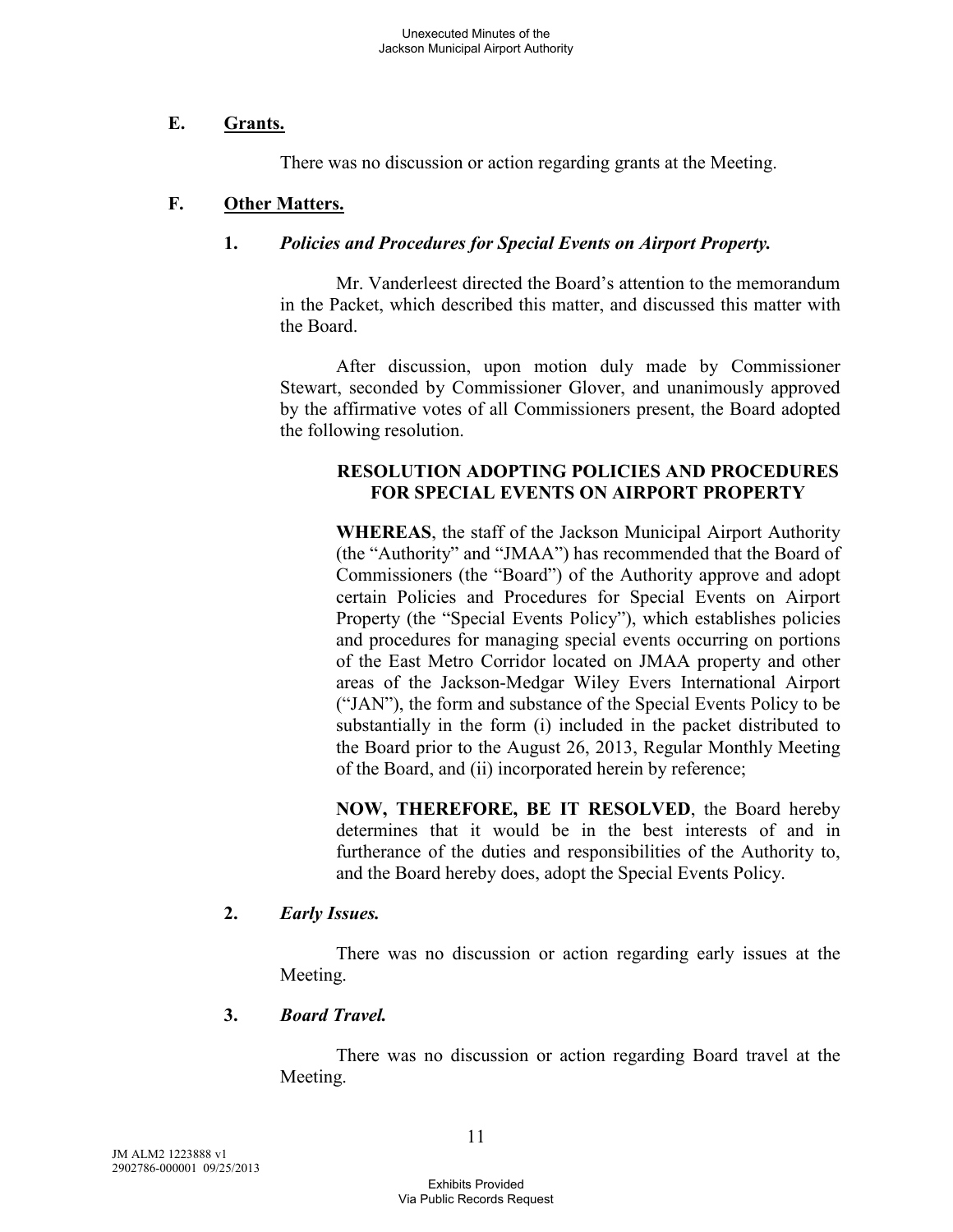## E. Grants.

There was no discussion or action regarding grants at the Meeting.

## F. Other Matters.

### 1. *Policies and Procedures for Special Events on Airport Property.*

Mr. Vanderleest directed the Board's attention to the memorandum in the Packet, which described this matter, and discussed this matter with the Board.

After discussion, upon motion duly made by Commissioner Stewart, seconded by Commissioner Glover, and unanimously approved by the affirmative votes of all Commissioners present, the Board adopted the following resolution.

**RESOLUTION ADOPTING POLICIES AND PROCEDURES FOR SPECIAL EVENTS ON AIRPORT PROPERTY**

**WHEREAS**, the staff of the Jackson Municipal Airport Authority (the "Authority" and "JMAA") has recommended that the Board of Commissioners (the "Board") of the Authority approve and adopt certain Policies and Procedures for Special Events on Airport Property (the "Special Events Policy"), which establishes policies and procedures for managing special events occurring on portions of the East Metro Corridor located on JMAA property and other areas of the Jackson-Medgar Wiley Evers International Airport ("JAN"), the form and substance of the Special Events Policy to be substantially in the form (i) included in the packet distributed to the Board prior to the August 26, 2013, Regular Monthly Meeting of the Board, and (ii) incorporated herein by reference;

**NOW, THEREFORE, BE IT RESOLVED**, the Board hereby determines that it would be in the best interests of and in furtherance of the duties and responsibilities of the Authority to, and the Board hereby does, adopt the Special Events Policy.

### 2. *Early Issues.*

There was no discussion or action regarding early issues at the Meeting.

### 3. *Board Travel.*

There was no discussion or action regarding Board travel at the Meeting.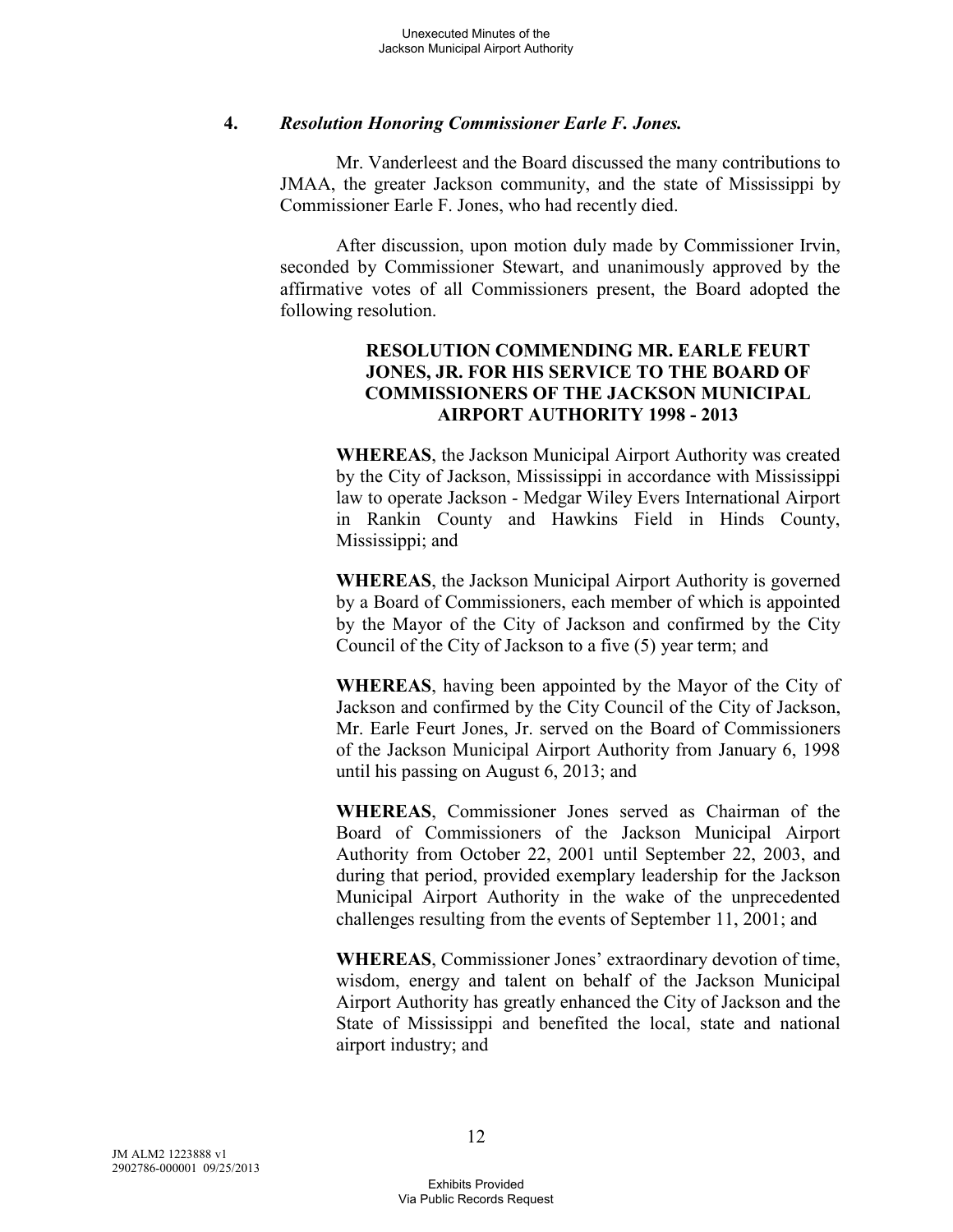**4.** ***Resolution Honoring Commissioner Earle F. Jones.***

Mr. Vanderleest and the Board discussed the many contributions to JMAA, the greater Jackson community, and the state of Mississippi by Commissioner Earle F. Jones, who had recently died.

After discussion, upon motion duly made by Commissioner Irvin, seconded by Commissioner Stewart, and unanimously approved by the affirmative votes of all Commissioners present, the Board adopted the following resolution.

**RESOLUTION COMMENDING MR. EARLE FEURT JONES, JR. FOR HIS SERVICE TO THE BOARD OF COMMISSIONERS OF THE JACKSON MUNICIPAL AIRPORT AUTHORITY 1998 - 2013**

**WHEREAS**, the Jackson Municipal Airport Authority was created by the City of Jackson, Mississippi in accordance with Mississippi law to operate Jackson - Medgar Wiley Evers International Airport in Rankin County and Hawkins Field in Hinds County, Mississippi; and

**WHEREAS**, the Jackson Municipal Airport Authority is governed by a Board of Commissioners, each member of which is appointed by the Mayor of the City of Jackson and confirmed by the City Council of the City of Jackson to a five (5) year term; and

**WHEREAS**, having been appointed by the Mayor of the City of Jackson and confirmed by the City Council of the City of Jackson, Mr. Earle Feurt Jones, Jr. served on the Board of Commissioners of the Jackson Municipal Airport Authority from January 6, 1998 until his passing on August 6, 2013; and

**WHEREAS**, Commissioner Jones served as Chairman of the Board of Commissioners of the Jackson Municipal Airport Authority from October 22, 2001 until September 22, 2003, and during that period, provided exemplary leadership for the Jackson Municipal Airport Authority in the wake of the unprecedented challenges resulting from the events of September 11, 2001; and

**WHEREAS**, Commissioner Jones' extraordinary devotion of time, wisdom, energy and talent on behalf of the Jackson Municipal Airport Authority has greatly enhanced the City of Jackson and the State of Mississippi and benefited the local, state and national airport industry; and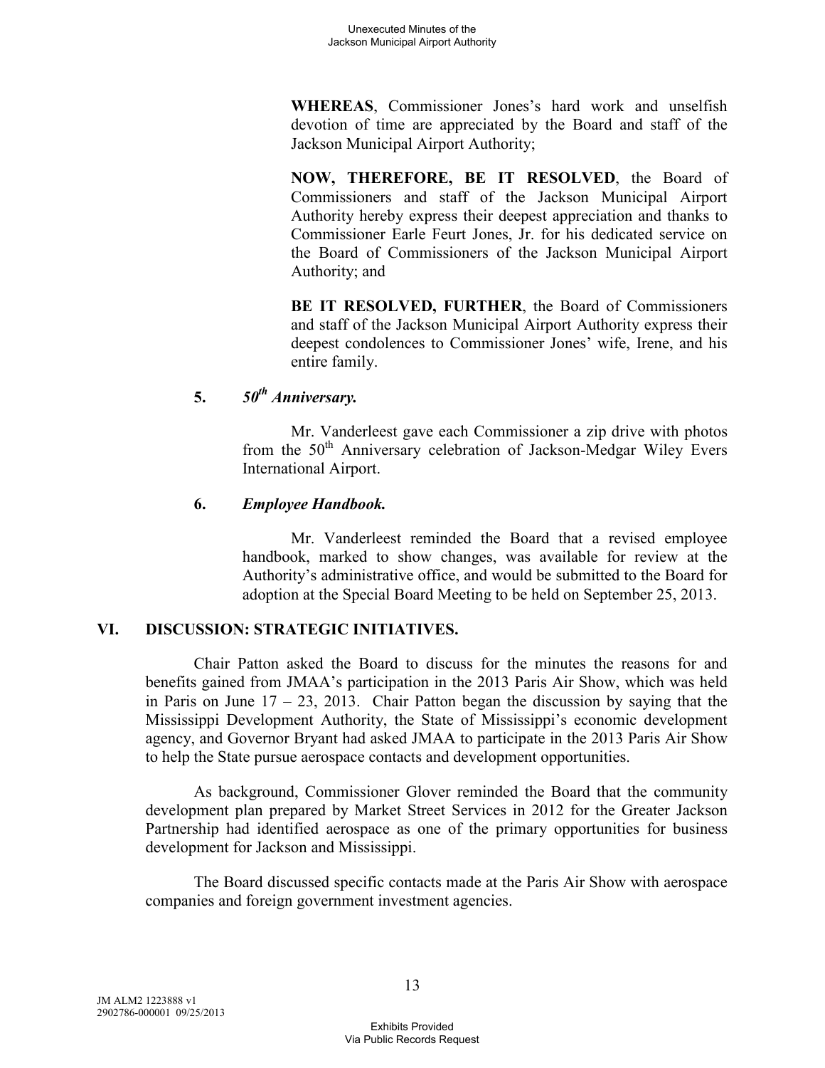**WHEREAS**, Commissioner Jones's hard work and unselfish devotion of time are appreciated by the Board and staff of the Jackson Municipal Airport Authority;

**NOW, THEREFORE, BE IT RESOLVED**, the Board of Commissioners and staff of the Jackson Municipal Airport Authority hereby express their deepest appreciation and thanks to Commissioner Earle Feurt Jones, Jr. for his dedicated service on the Board of Commissioners of the Jackson Municipal Airport Authority; and

**BE IT RESOLVED, FURTHER**, the Board of Commissioners and staff of the Jackson Municipal Airport Authority express their deepest condolences to Commissioner Jones' wife, Irene, and his entire family.

**5.** ***50th Anniversary.***

Mr. Vanderleest gave each Commissioner a zip drive with photos from the 50th Anniversary celebration of Jackson-Medgar Wiley Evers International Airport.

**6.** ***Employee Handbook.***

Mr. Vanderleest reminded the Board that a revised employee handbook, marked to show changes, was available for review at the Authority's administrative office, and would be submitted to the Board for adoption at the Special Board Meeting to be held on September 25, 2013.

## VI. DISCUSSION: STRATEGIC INITIATIVES.

Chair Patton asked the Board to discuss for the minutes the reasons for and benefits gained from JMAA's participation in the 2013 Paris Air Show, which was held in Paris on June 17 – 23, 2013. Chair Patton began the discussion by saying that the Mississippi Development Authority, the State of Mississippi's economic development agency, and Governor Bryant had asked JMAA to participate in the 2013 Paris Air Show to help the State pursue aerospace contacts and development opportunities.

As background, Commissioner Glover reminded the Board that the community development plan prepared by Market Street Services in 2012 for the Greater Jackson Partnership had identified aerospace as one of the primary opportunities for business development for Jackson and Mississippi.

The Board discussed specific contacts made at the Paris Air Show with aerospace companies and foreign government investment agencies.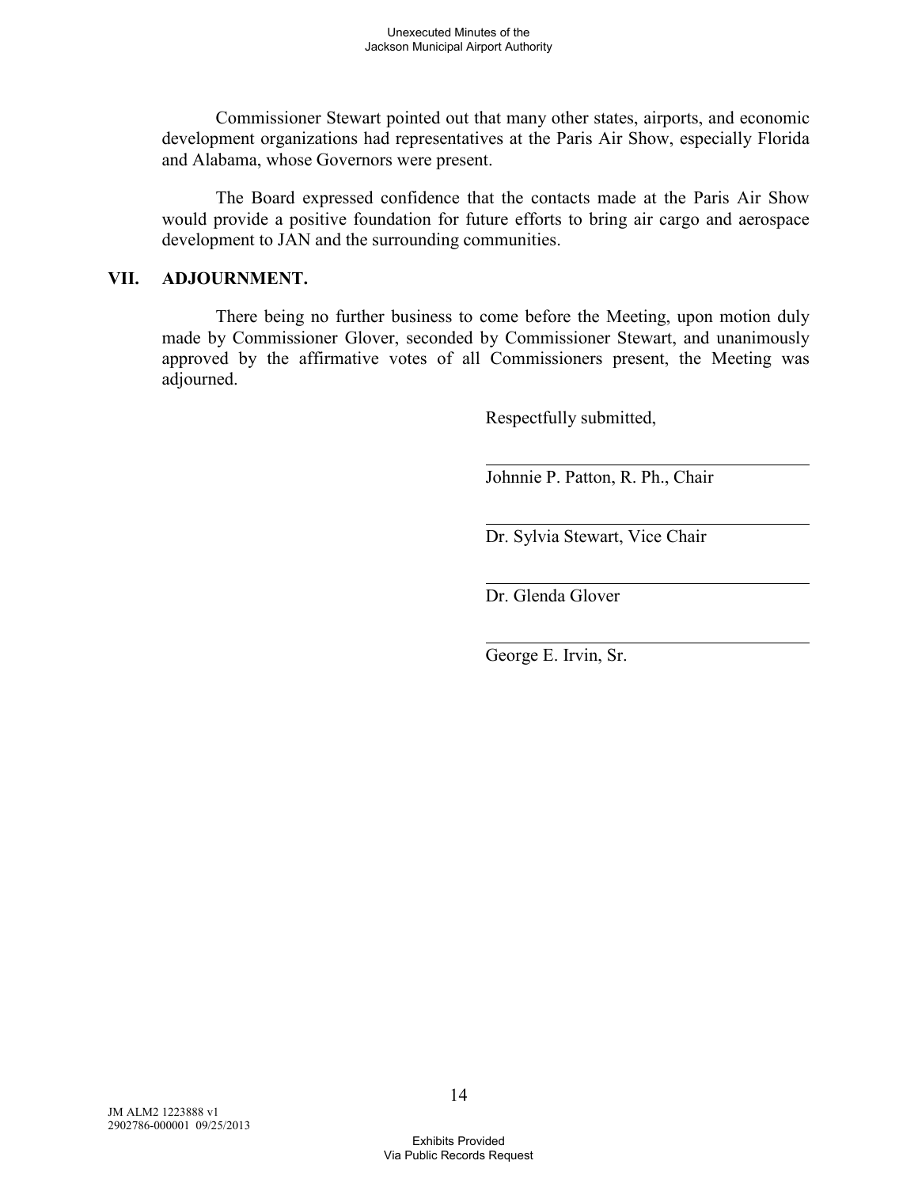Commissioner Stewart pointed out that many other states, airports, and economic development organizations had representatives at the Paris Air Show, especially Florida and Alabama, whose Governors were present.

The Board expressed confidence that the contacts made at the Paris Air Show would provide a positive foundation for future efforts to bring air cargo and aerospace development to JAN and the surrounding communities.

## VII. ADJOURNMENT.

There being no further business to come before the Meeting, upon motion duly made by Commissioner Glover, seconded by Commissioner Stewart, and unanimously approved by the affirmative votes of all Commissioners present, the Meeting was adjourned.

Respectfully submitted,

\_\_\_\_\_\_\_\_\_\_\_\_\_\_\_\_\_\_\_\_\_\_\_\_\_\_\_\_\_\_\_\_\_\_\_\_\_\_\_\_

Johnnie P. Patton, R. Ph., Chair

\_\_\_\_\_\_\_\_\_\_\_\_\_\_\_\_\_\_\_\_\_\_\_\_\_\_\_\_\_\_\_\_\_\_\_\_\_\_\_\_

Dr. Sylvia Stewart, Vice Chair

\_\_\_\_\_\_\_\_\_\_\_\_\_\_\_\_\_\_\_\_\_\_\_\_\_\_\_\_\_\_\_\_\_\_\_\_\_\_\_\_

Dr. Glenda Glover

\_\_\_\_\_\_\_\_\_\_\_\_\_\_\_\_\_\_\_\_\_\_\_\_\_\_\_\_\_\_\_\_\_\_\_\_\_\_\_\_

George E. Irvin, Sr.

JM ALM2 1223888 v1
2902786-000001 09/25/2013